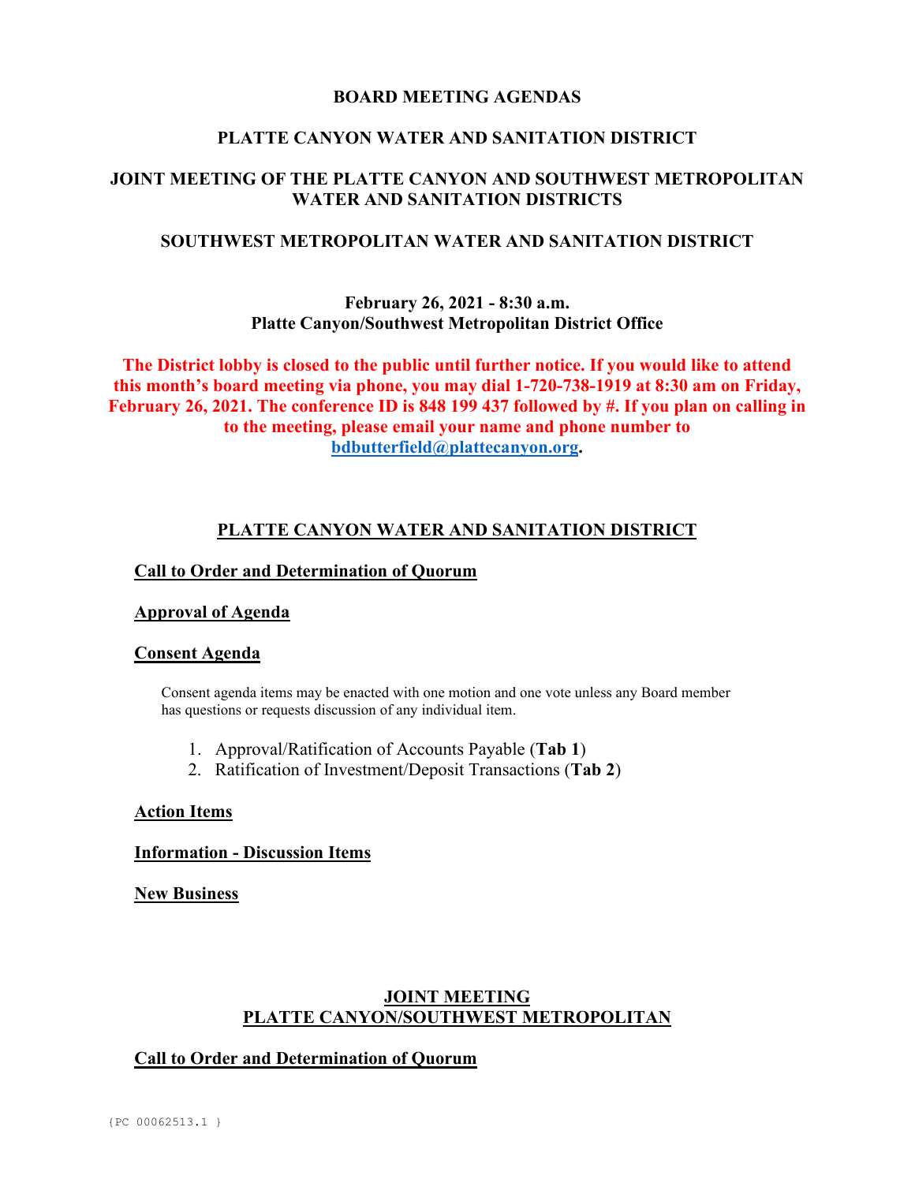# BOARD MEETING AGENDAS

# PLATTE CANYON WATER AND SANITATION DISTRICT

# JOINT MEETING OF THE PLATTE CANYON AND SOUTHWEST METROPOLITAN WATER AND SANITATION DISTRICTS

# SOUTHWEST METROPOLITAN WATER AND SANITATION DISTRICT

**February 26, 2021 - 8:30 a.m.**
**Platte Canyon/Southwest Metropolitan District Office**

**The District lobby is closed to the public until further notice. If you would like to attend this month's board meeting via phone, you may dial 1-720-738-1919 at 8:30 am on Friday, February 26, 2021. The conference ID is 848 199 437 followed by #. If you plan on calling in to the meeting, please email your name and phone number to bdbutterfield@plattecanyon.org.**

## PLATTE CANYON WATER AND SANITATION DISTRICT

### Call to Order and Determination of Quorum

### Approval of Agenda

### Consent Agenda

Consent agenda items may be enacted with one motion and one vote unless any Board member has questions or requests discussion of any individual item.

1. Approval/Ratification of Accounts Payable (**Tab 1**)
2. Ratification of Investment/Deposit Transactions (**Tab 2**)

### Action Items

### Information - Discussion Items

### New Business

## JOINT MEETING PLATTE CANYON/SOUTHWEST METROPOLITAN

### Call to Order and Determination of Quorum

{PC 00062513.1 }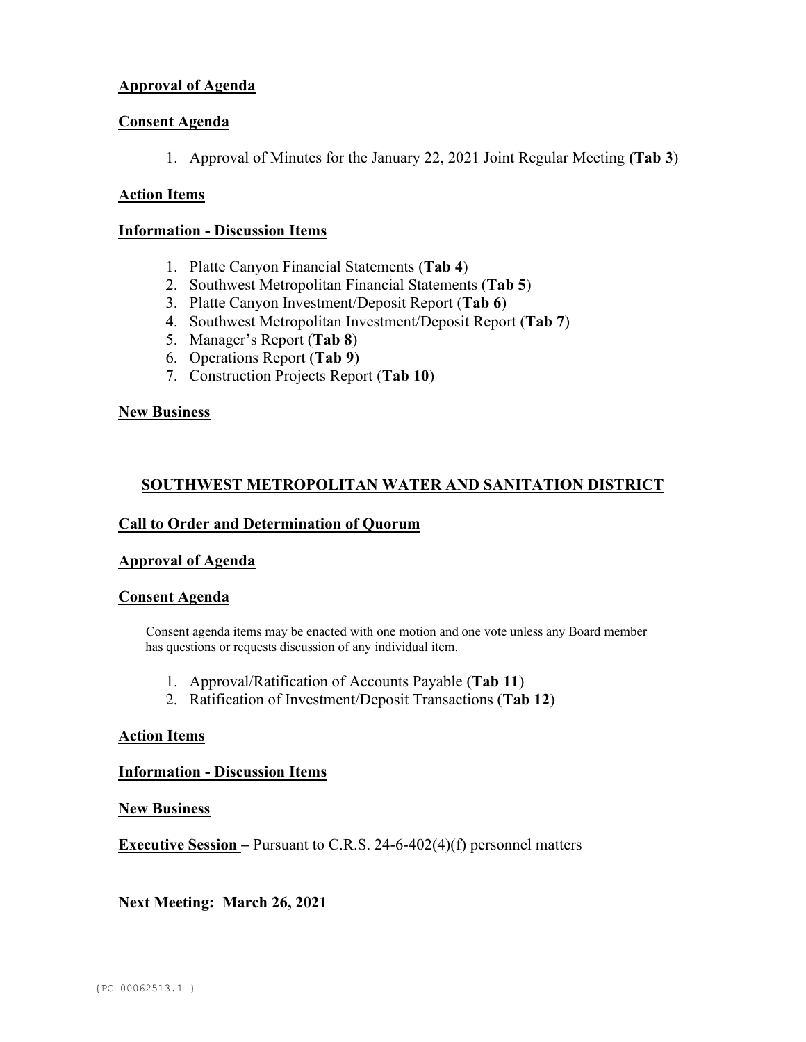**Approval of Agenda**

**Consent Agenda**

1. Approval of Minutes for the January 22, 2021 Joint Regular Meeting **(Tab 3**)

**Action Items**

**Information - Discussion Items**

1. Platte Canyon Financial Statements (**Tab 4**)
2. Southwest Metropolitan Financial Statements (**Tab 5**)
3. Platte Canyon Investment/Deposit Report (**Tab 6**)
4. Southwest Metropolitan Investment/Deposit Report (**Tab 7**)
5. Manager's Report (**Tab 8**)
6. Operations Report (**Tab 9**)
7. Construction Projects Report (**Tab 10**)

**New Business**

## SOUTHWEST METROPOLITAN WATER AND SANITATION DISTRICT

**Call to Order and Determination of Quorum**

**Approval of Agenda**

**Consent Agenda**

Consent agenda items may be enacted with one motion and one vote unless any Board member has questions or requests discussion of any individual item.

1. Approval/Ratification of Accounts Payable (**Tab 11**)
2. Ratification of Investment/Deposit Transactions (**Tab 12**)

**Action Items**

**Information - Discussion Items**

**New Business**

**Executive Session –** Pursuant to C.R.S. 24-6-402(4)(f) personnel matters

**Next Meeting: March 26, 2021**

{PC 00062513.1 }